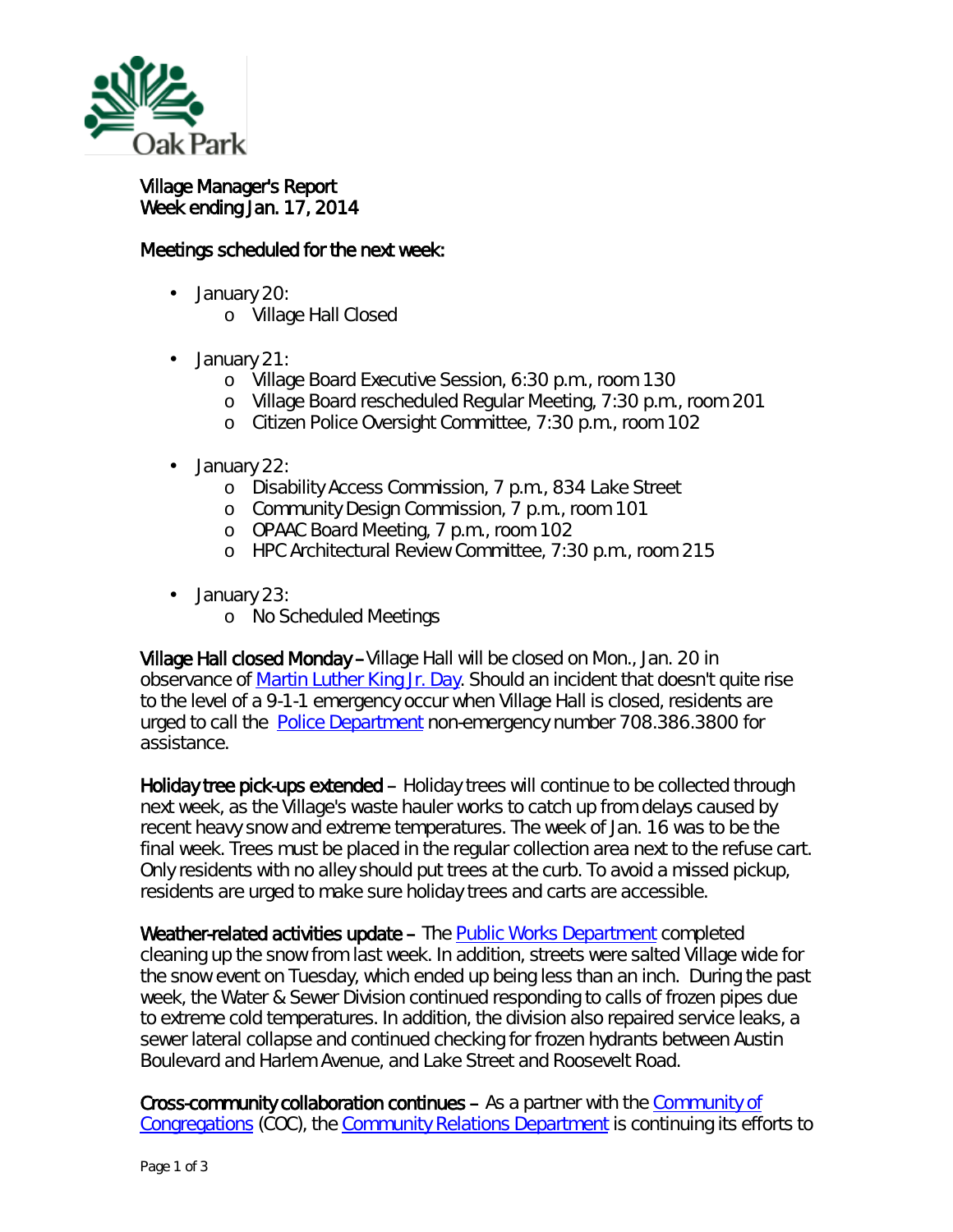Village Manager's Report
Week ending Jan. 17, 2014

Meetings scheduled for the next week:

- January 20:
  - Village Hall Closed
- January 21:
  - Village Board Executive Session, 6:30 p.m., room 130
  - Village Board rescheduled Regular Meeting, 7:30 p.m., room 201
  - Citizen Police Oversight Committee, 7:30 p.m., room 102
- January 22:
  - Disability Access Commission, 7 p.m., 834 Lake Street
  - Community Design Commission, 7 p.m., room 101
  - OPAAC Board Meeting, 7 p.m., room 102
  - HPC Architectural Review Committee, 7:30 p.m., room 215
- January 23:
  - No Scheduled Meetings

**Village Hall closed Monday** – Village Hall will be closed on Mon., Jan. 20 in observance of Martin Luther King Jr. Day. Should an incident that doesn't quite rise to the level of a 9-1-1 emergency occur when Village Hall is closed, residents are urged to call the Police Department non-emergency number 708.386.3800 for assistance.

**Holiday tree pick-ups extended** – Holiday trees will continue to be collected through next week, as the Village's waste hauler works to catch up from delays caused by recent heavy snow and extreme temperatures. The week of Jan. 16 was to be the final week. Trees must be placed in the regular collection area next to the refuse cart. Only residents with no alley should put trees at the curb. To avoid a missed pickup, residents are urged to make sure holiday trees and carts are accessible.

**Weather-related activities update** – The Public Works Department completed cleaning up the snow from last week. In addition, streets were salted Village wide for the snow event on Tuesday, which ended up being less than an inch. During the past week, the Water & Sewer Division continued responding to calls of frozen pipes due to extreme cold temperatures. In addition, the division also repaired service leaks, a sewer lateral collapse and continued checking for frozen hydrants between Austin Boulevard and Harlem Avenue, and Lake Street and Roosevelt Road.

**Cross-community collaboration continues** – As a partner with the Community of Congregations (COC), the Community Relations Department is continuing its efforts to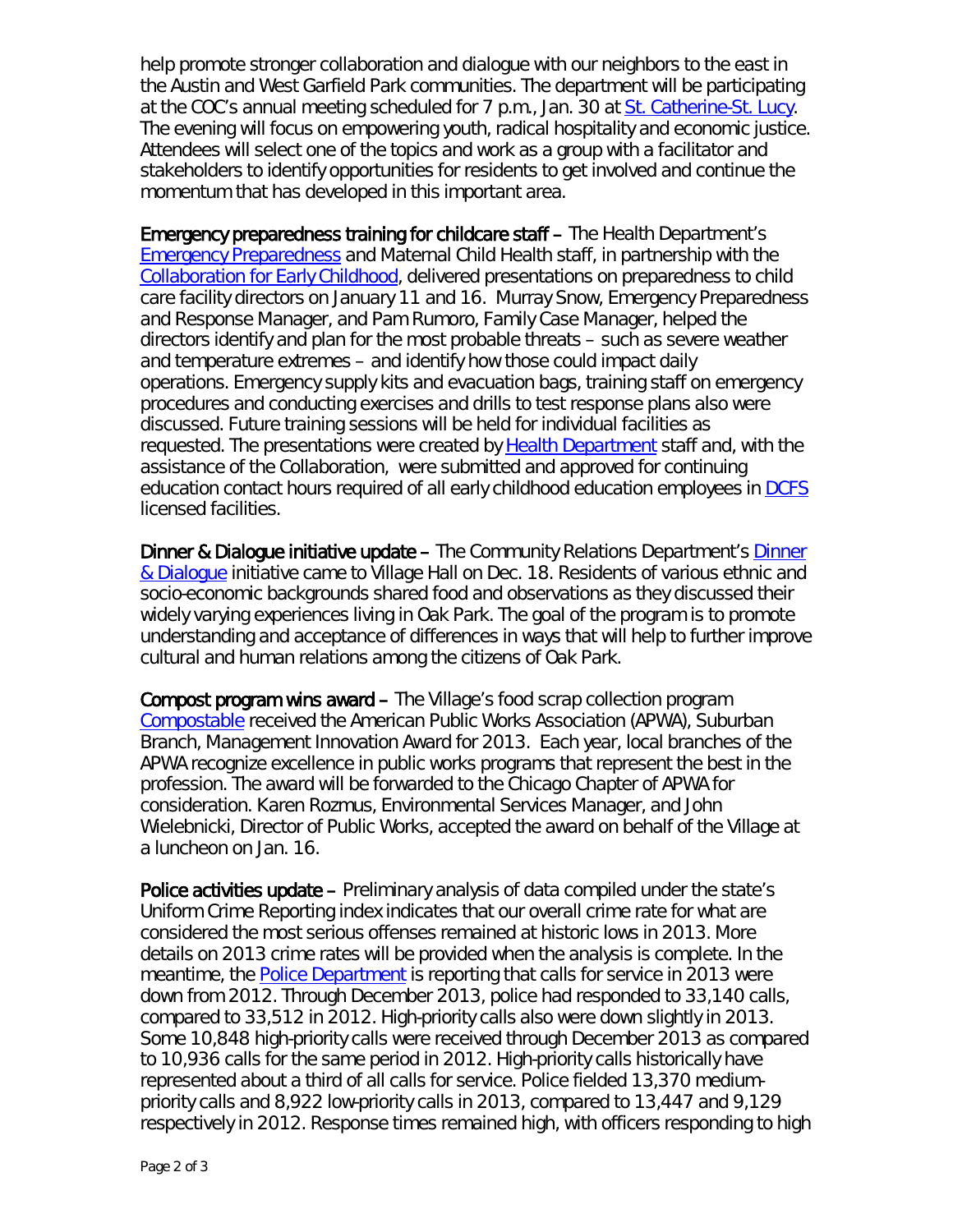help promote stronger collaboration and dialogue with our neighbors to the east in the Austin and West Garfield Park communities. The department will be participating at the COC's annual meeting scheduled for 7 p.m., Jan. 30 at St. Catherine-St. Lucy. The evening will focus on empowering youth, radical hospitality and economic justice. Attendees will select one of the topics and work as a group with a facilitator and stakeholders to identify opportunities for residents to get involved and continue the momentum that has developed in this important area.

**Emergency preparedness training for childcare staff** – The Health Department's Emergency Preparedness and Maternal Child Health staff, in partnership with the Collaboration for Early Childhood, delivered presentations on preparedness to child care facility directors on January 11 and 16. Murray Snow, Emergency Preparedness and Response Manager, and Pam Rumoro, Family Case Manager, helped the directors identify and plan for the most probable threats – such as severe weather and temperature extremes – and identify how those could impact daily operations. Emergency supply kits and evacuation bags, training staff on emergency procedures and conducting exercises and drills to test response plans also were discussed. Future training sessions will be held for individual facilities as requested. The presentations were created by Health Department staff and, with the assistance of the Collaboration, were submitted and approved for continuing education contact hours required of all early childhood education employees in DCFS licensed facilities.

**Dinner & Dialogue initiative update** – The Community Relations Department's Dinner & Dialogue initiative came to Village Hall on Dec. 18. Residents of various ethnic and socio-economic backgrounds shared food and observations as they discussed their widely varying experiences living in Oak Park. The goal of the program is to promote understanding and acceptance of differences in ways that will help to further improve cultural and human relations among the citizens of Oak Park.

**Compost program wins award** – The Village's food scrap collection program Compostable received the American Public Works Association (APWA), Suburban Branch, Management Innovation Award for 2013. Each year, local branches of the APWA recognize excellence in public works programs that represent the best in the profession. The award will be forwarded to the Chicago Chapter of APWA for consideration. Karen Rozmus, Environmental Services Manager, and John Wielebnicki, Director of Public Works, accepted the award on behalf of the Village at a luncheon on Jan. 16.

**Police activities update** – Preliminary analysis of data compiled under the state's Uniform Crime Reporting index indicates that our overall crime rate for what are considered the most serious offenses remained at historic lows in 2013. More details on 2013 crime rates will be provided when the analysis is complete. In the meantime, the Police Department is reporting that calls for service in 2013 were down from 2012. Through December 2013, police had responded to 33,140 calls, compared to 33,512 in 2012. High-priority calls also were down slightly in 2013. Some 10,848 high-priority calls were received through December 2013 as compared to 10,936 calls for the same period in 2012. High-priority calls historically have represented about a third of all calls for service. Police fielded 13,370 medium-priority calls and 8,922 low-priority calls in 2013, compared to 13,447 and 9,129 respectively in 2012. Response times remained high, with officers responding to high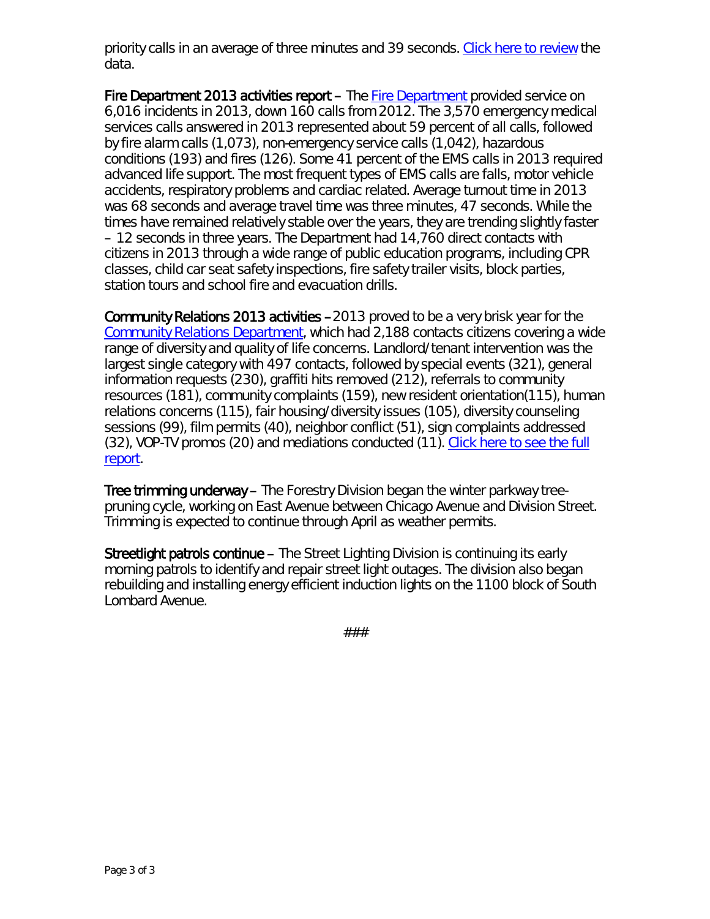priority calls in an average of three minutes and 39 seconds. Click here to review the data.

**Fire Department 2013 activities report** – The Fire Department provided service on 6,016 incidents in 2013, down 160 calls from 2012. The 3,570 emergency medical services calls answered in 2013 represented about 59 percent of all calls, followed by fire alarm calls (1,073), non-emergency service calls (1,042), hazardous conditions (193) and fires (126). Some 41 percent of the EMS calls in 2013 required advanced life support. The most frequent types of EMS calls are falls, motor vehicle accidents, respiratory problems and cardiac related. Average turnout time in 2013 was 68 seconds and average travel time was three minutes, 47 seconds. While the times have remained relatively stable over the years, they are trending slightly faster – 12 seconds in three years. The Department had 14,760 direct contacts with citizens in 2013 through a wide range of public education programs, including CPR classes, child car seat safety inspections, fire safety trailer visits, block parties, station tours and school fire and evacuation drills.

**Community Relations 2013 activities** – 2013 proved to be a very brisk year for the Community Relations Department, which had 2,188 contacts citizens covering a wide range of diversity and quality of life concerns. Landlord/tenant intervention was the largest single category with 497 contacts, followed by special events (321), general information requests (230), graffiti hits removed (212), referrals to community resources (181), community complaints (159), new resident orientation(115), human relations concerns (115), fair housing/diversity issues (105), diversity counseling sessions (99), film permits (40), neighbor conflict (51), sign complaints addressed (32), VOP-TV promos (20) and mediations conducted (11). Click here to see the full report.

**Tree trimming underway** – The Forestry Division began the winter parkway tree-pruning cycle, working on East Avenue between Chicago Avenue and Division Street. Trimming is expected to continue through April as weather permits.

**Streetlight patrols continue** – The Street Lighting Division is continuing its early morning patrols to identify and repair street light outages. The division also began rebuilding and installing energy efficient induction lights on the 1100 block of South Lombard Avenue.

###